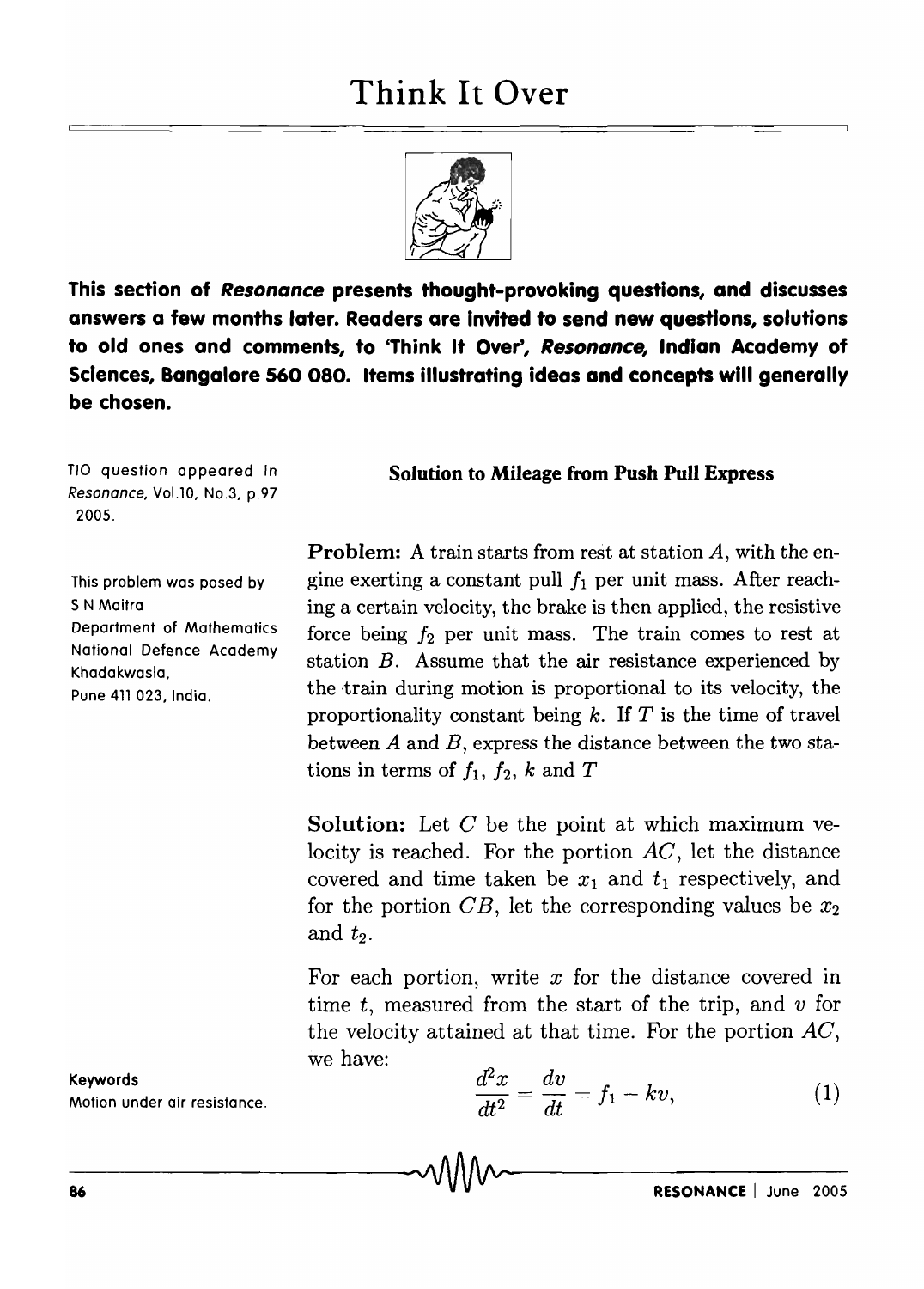# Think It Over

**This section of *Resonance* presents thought-provoking questions, and discusses answers a few months later. Readers are invited to send new questions, solutions to old ones and comments, to 'Think It Over', *Resonance*, Indian Academy of Sciences, Bangalore 560 080. Items illustrating ideas and concepts will generally be chosen.**

TIO question appeared in *Resonance*, Vol.10, No.3, p.97 2005.

This problem was posed by
S N Maitra
Department of Mathematics
National Defence Academy
Khadakwasla,
Pune 411 023, India.

## Solution to Mileage from Push Pull Express

**Problem:** A train starts from rest at station $A$, with the engine exerting a constant pull $f_1$ per unit mass. After reaching a certain velocity, the brake is then applied, the resistive force being $f_2$ per unit mass. The train comes to rest at station $B$. Assume that the air resistance experienced by the train during motion is proportional to its velocity, the proportionality constant being $k$. If $T$ is the time of travel between $A$ and $B$, express the distance between the two stations in terms of $f_1$, $f_2$, $k$ and $T$

**Solution:** Let $C$ be the point at which maximum velocity is reached. For the portion $AC$, let the distance covered and time taken be $x_1$ and $t_1$ respectively, and for the portion $CB$, let the corresponding values be $x_2$ and $t_2$.

For each portion, write $x$ for the distance covered in time $t$, measured from the start of the trip, and $v$ for the velocity attained at that time. For the portion $AC$, we have:

$$\frac{d^2x}{dt^2} = \frac{dv}{dt} = f_1 - kv, \tag{1}$$

**Keywords**
Motion under air resistance.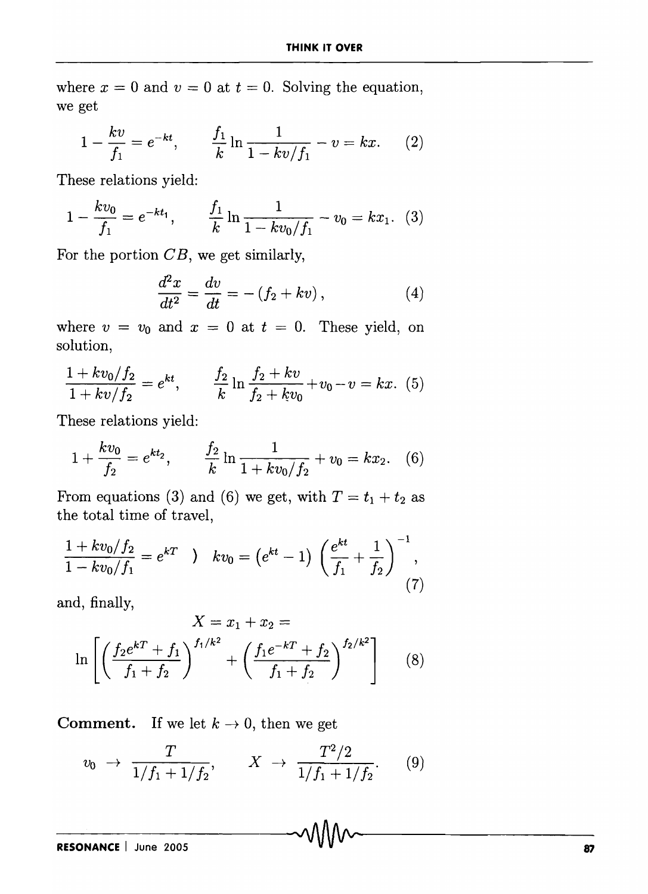where $x = 0$ and $v = 0$ at $t = 0$. Solving the equation, we get

$$1 - \frac{kv}{f_1} = e^{-kt}, \qquad \frac{f_1}{k} \ln \frac{1}{1 - kv/f_1} - v = kx. \quad (2)$$

These relations yield:

$$1 - \frac{kv_0}{f_1} = e^{-kt_1}, \qquad \frac{f_1}{k} \ln \frac{1}{1 - kv_0/f_1} - v_0 = kx_1. \quad (3)$$

For the portion $CB$, we get similarly,

$$\frac{d^2x}{dt^2} = \frac{dv}{dt} = -\left(f_2 + kv\right), \quad (4)$$

where $v = v_0$ and $x = 0$ at $t = 0$. These yield, on solution,

$$\frac{1 + kv_0/f_2}{1 + kv/f_2} = e^{kt}, \qquad \frac{f_2}{k} \ln \frac{f_2 + kv}{f_2 + kv_0} + v_0 - v = kx. \quad (5)$$

These relations yield:

$$1 + \frac{kv_0}{f_2} = e^{kt_2}, \qquad \frac{f_2}{k} \ln \frac{1}{1 + kv_0/f_2} + v_0 = kx_2. \quad (6)$$

From equations (3) and (6) we get, with $T = t_1 + t_2$ as the total time of travel,

$$\frac{1 + kv_0/f_2}{1 - kv_0/f_1} = e^{kT} \ ) \ kv_0 = \left(e^{kt} - 1\right) \left(\frac{e^{kt}}{f_1} + \frac{1}{f_2}\right)^{-1}, \quad (7)$$

and, finally,

$$X = x_1 + x_2 =$$

$$\ln\left[\left(\frac{f_2 e^{kT} + f_1}{f_1 + f_2}\right)^{f_1/k^2} + \left(\frac{f_1 e^{-kT} + f_2}{f_1 + f_2}\right)^{f_2/k^2}\right] \quad (8)$$

**Comment.** If we let $k \to 0$, then we get

$$v_0 \ \to \ \frac{T}{1/f_1 + 1/f_2}, \qquad X \ \to \ \frac{T^2/2}{1/f_1 + 1/f_2}. \quad (9)$$